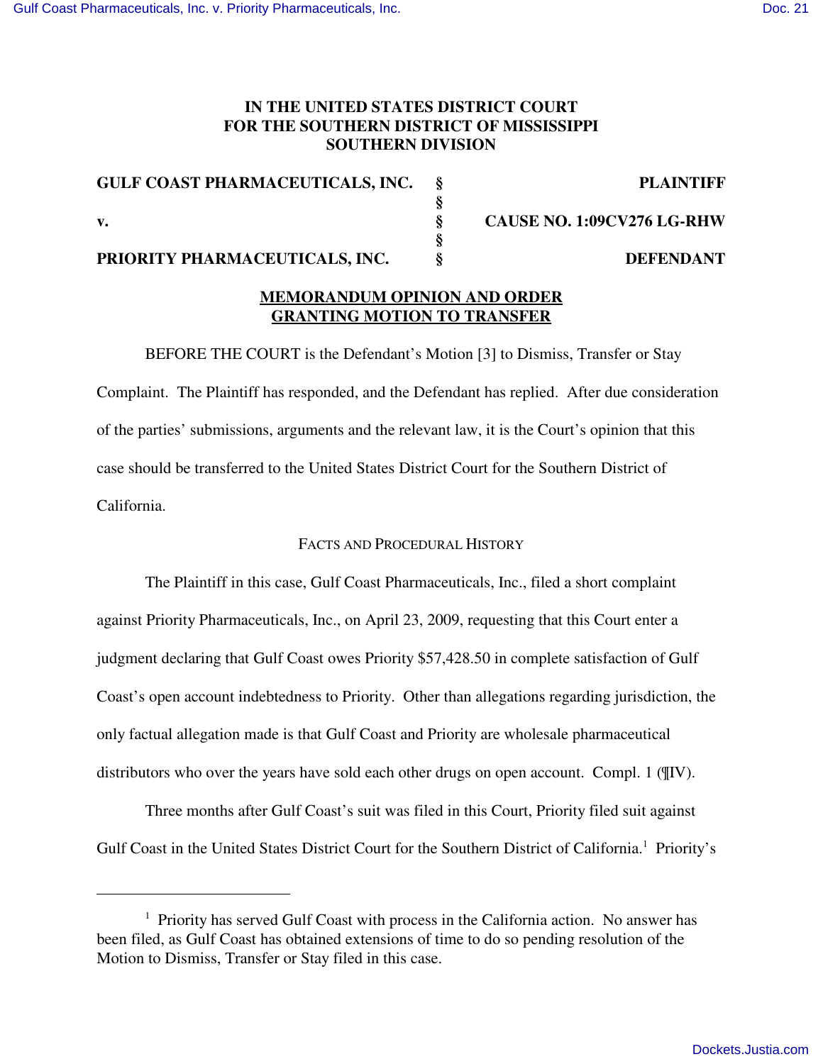# IN THE UNITED STATES DISTRICT COURT FOR THE SOUTHERN DISTRICT OF MISSISSIPPI SOUTHERN DIVISION

| | | |
|---|---|---|
| **GULF COAST PHARMACEUTICALS, INC.** | **§** | **PLAINTIFF** |
| | **§** | |
| **v.** | **§** | **CAUSE NO. 1:09CV276 LG-RHW** |
| | **§** | |
| **PRIORITY PHARMACEUTICALS, INC.** | **§** | **DEFENDANT** |

## MEMORANDUM OPINION AND ORDER GRANTING MOTION TO TRANSFER

BEFORE THE COURT is the Defendant's Motion [3] to Dismiss, Transfer or Stay Complaint. The Plaintiff has responded, and the Defendant has replied. After due consideration of the parties' submissions, arguments and the relevant law, it is the Court's opinion that this case should be transferred to the United States District Court for the Southern District of California.

### FACTS AND PROCEDURAL HISTORY

The Plaintiff in this case, Gulf Coast Pharmaceuticals, Inc., filed a short complaint against Priority Pharmaceuticals, Inc., on April 23, 2009, requesting that this Court enter a judgment declaring that Gulf Coast owes Priority $57,428.50 in complete satisfaction of Gulf Coast's open account indebtedness to Priority. Other than allegations regarding jurisdiction, the only factual allegation made is that Gulf Coast and Priority are wholesale pharmaceutical distributors who over the years have sold each other drugs on open account. Compl. 1 (¶IV).

Three months after Gulf Coast's suit was filed in this Court, Priority filed suit against Gulf Coast in the United States District Court for the Southern District of California.[1] Priority's

[1] Priority has served Gulf Coast with process in the California action. No answer has been filed, as Gulf Coast has obtained extensions of time to do so pending resolution of the Motion to Dismiss, Transfer or Stay filed in this case.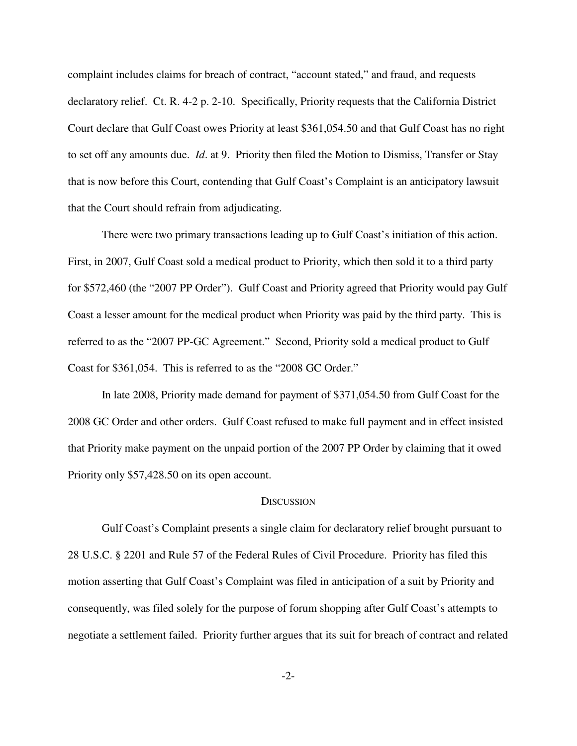complaint includes claims for breach of contract, "account stated," and fraud, and requests declaratory relief. Ct. R. 4-2 p. 2-10. Specifically, Priority requests that the California District Court declare that Gulf Coast owes Priority at least $361,054.50 and that Gulf Coast has no right to set off any amounts due. *Id*. at 9. Priority then filed the Motion to Dismiss, Transfer or Stay that is now before this Court, contending that Gulf Coast's Complaint is an anticipatory lawsuit that the Court should refrain from adjudicating.

There were two primary transactions leading up to Gulf Coast's initiation of this action. First, in 2007, Gulf Coast sold a medical product to Priority, which then sold it to a third party for $572,460 (the "2007 PP Order"). Gulf Coast and Priority agreed that Priority would pay Gulf Coast a lesser amount for the medical product when Priority was paid by the third party. This is referred to as the "2007 PP-GC Agreement." Second, Priority sold a medical product to Gulf Coast for $361,054. This is referred to as the "2008 GC Order."

In late 2008, Priority made demand for payment of $371,054.50 from Gulf Coast for the 2008 GC Order and other orders. Gulf Coast refused to make full payment and in effect insisted that Priority make payment on the unpaid portion of the 2007 PP Order by claiming that it owed Priority only $57,428.50 on its open account.

## DISCUSSION

Gulf Coast's Complaint presents a single claim for declaratory relief brought pursuant to 28 U.S.C. § 2201 and Rule 57 of the Federal Rules of Civil Procedure. Priority has filed this motion asserting that Gulf Coast's Complaint was filed in anticipation of a suit by Priority and consequently, was filed solely for the purpose of forum shopping after Gulf Coast's attempts to negotiate a settlement failed. Priority further argues that its suit for breach of contract and related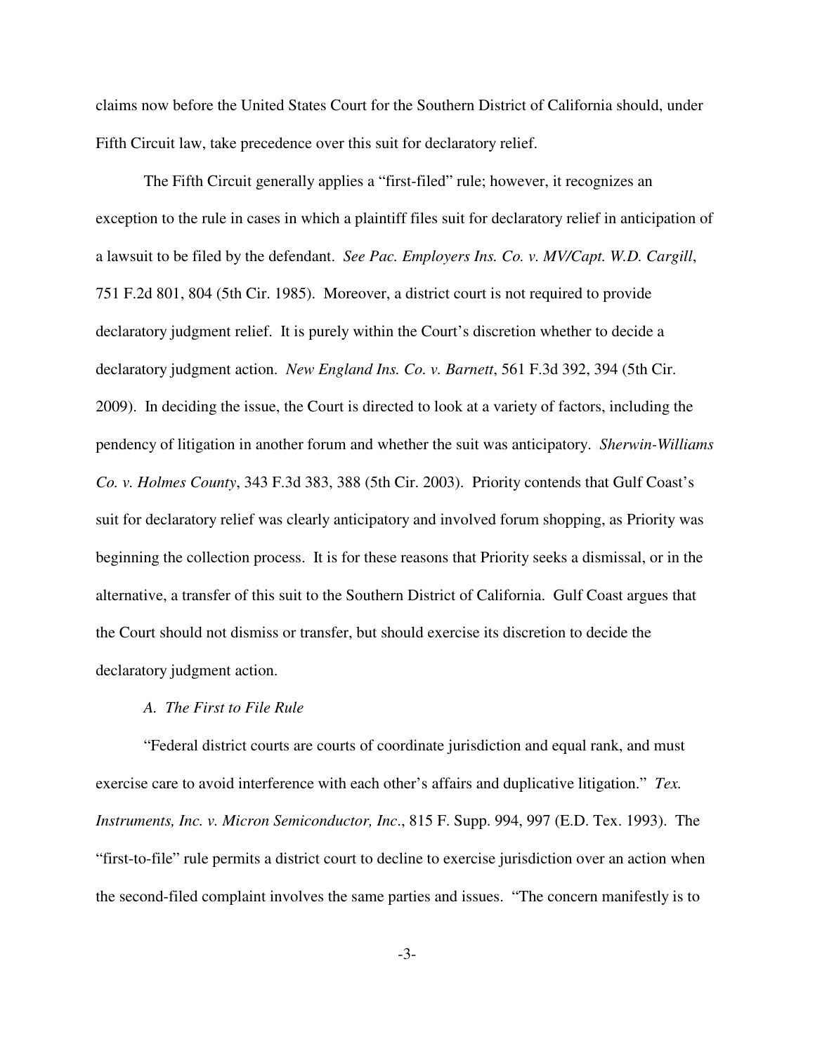claims now before the United States Court for the Southern District of California should, under Fifth Circuit law, take precedence over this suit for declaratory relief.

The Fifth Circuit generally applies a "first-filed" rule; however, it recognizes an exception to the rule in cases in which a plaintiff files suit for declaratory relief in anticipation of a lawsuit to be filed by the defendant. *See Pac. Employers Ins. Co. v. MV/Capt. W.D. Cargill*, 751 F.2d 801, 804 (5th Cir. 1985). Moreover, a district court is not required to provide declaratory judgment relief. It is purely within the Court's discretion whether to decide a declaratory judgment action. *New England Ins. Co. v. Barnett*, 561 F.3d 392, 394 (5th Cir. 2009). In deciding the issue, the Court is directed to look at a variety of factors, including the pendency of litigation in another forum and whether the suit was anticipatory. *Sherwin-Williams Co. v. Holmes County*, 343 F.3d 383, 388 (5th Cir. 2003). Priority contends that Gulf Coast's suit for declaratory relief was clearly anticipatory and involved forum shopping, as Priority was beginning the collection process. It is for these reasons that Priority seeks a dismissal, or in the alternative, a transfer of this suit to the Southern District of California. Gulf Coast argues that the Court should not dismiss or transfer, but should exercise its discretion to decide the declaratory judgment action.

*A. The First to File Rule*

"Federal district courts are courts of coordinate jurisdiction and equal rank, and must exercise care to avoid interference with each other's affairs and duplicative litigation." *Tex. Instruments, Inc. v. Micron Semiconductor, Inc*., 815 F. Supp. 994, 997 (E.D. Tex. 1993). The "first-to-file" rule permits a district court to decline to exercise jurisdiction over an action when the second-filed complaint involves the same parties and issues. "The concern manifestly is to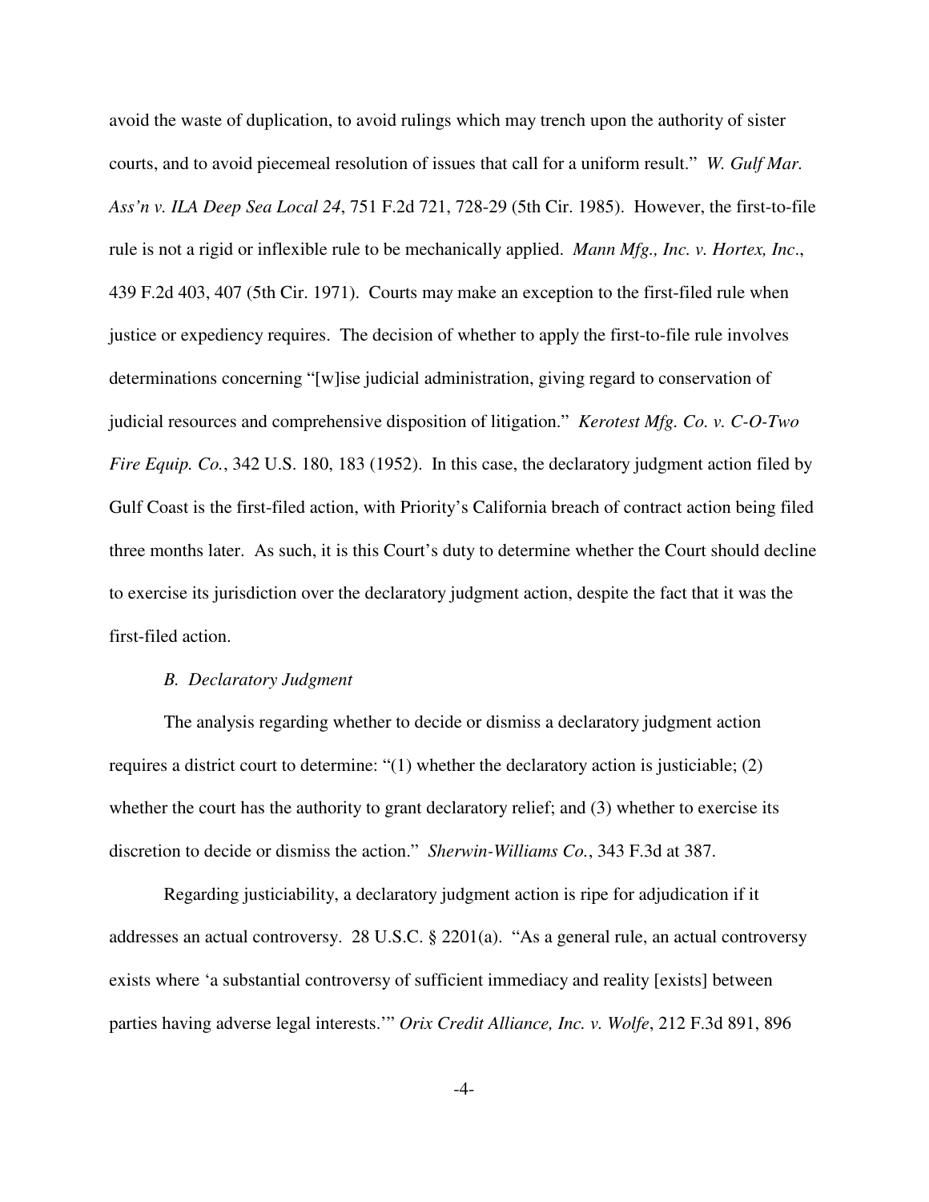avoid the waste of duplication, to avoid rulings which may trench upon the authority of sister courts, and to avoid piecemeal resolution of issues that call for a uniform result." *W. Gulf Mar. Ass'n v. ILA Deep Sea Local 24*, 751 F.2d 721, 728-29 (5th Cir. 1985). However, the first-to-file rule is not a rigid or inflexible rule to be mechanically applied. *Mann Mfg., Inc. v. Hortex, Inc*., 439 F.2d 403, 407 (5th Cir. 1971). Courts may make an exception to the first-filed rule when justice or expediency requires. The decision of whether to apply the first-to-file rule involves determinations concerning "[w]ise judicial administration, giving regard to conservation of judicial resources and comprehensive disposition of litigation." *Kerotest Mfg. Co. v. C-O-Two Fire Equip. Co.*, 342 U.S. 180, 183 (1952). In this case, the declaratory judgment action filed by Gulf Coast is the first-filed action, with Priority's California breach of contract action being filed three months later. As such, it is this Court's duty to determine whether the Court should decline to exercise its jurisdiction over the declaratory judgment action, despite the fact that it was the first-filed action.

*B. Declaratory Judgment*

The analysis regarding whether to decide or dismiss a declaratory judgment action requires a district court to determine: "(1) whether the declaratory action is justiciable; (2) whether the court has the authority to grant declaratory relief; and (3) whether to exercise its discretion to decide or dismiss the action." *Sherwin-Williams Co.*, 343 F.3d at 387.

Regarding justiciability, a declaratory judgment action is ripe for adjudication if it addresses an actual controversy. 28 U.S.C. § 2201(a). "As a general rule, an actual controversy exists where 'a substantial controversy of sufficient immediacy and reality [exists] between parties having adverse legal interests.'" *Orix Credit Alliance, Inc. v. Wolfe*, 212 F.3d 891, 896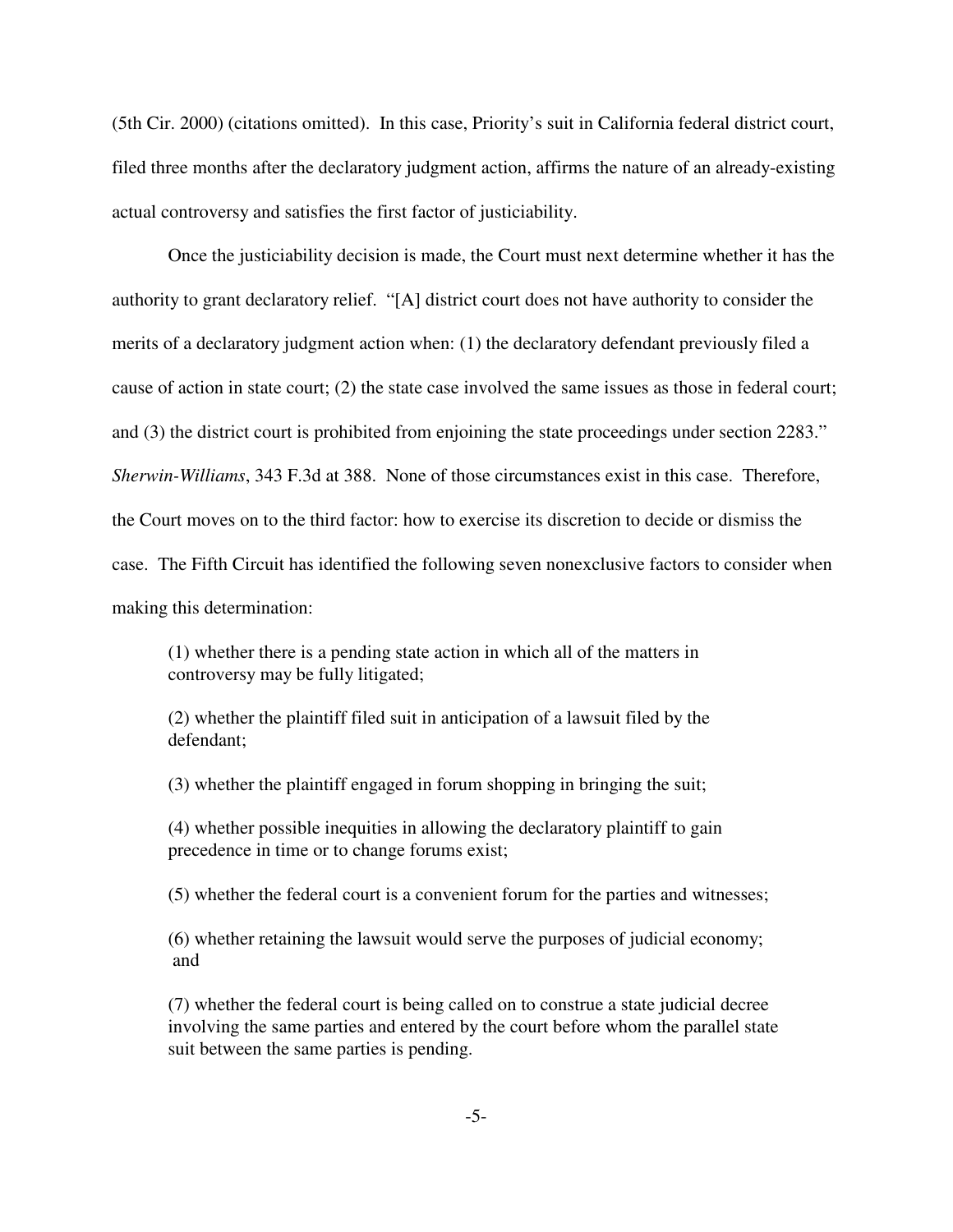(5th Cir. 2000) (citations omitted). In this case, Priority's suit in California federal district court, filed three months after the declaratory judgment action, affirms the nature of an already-existing actual controversy and satisfies the first factor of justiciability.

Once the justiciability decision is made, the Court must next determine whether it has the authority to grant declaratory relief. "[A] district court does not have authority to consider the merits of a declaratory judgment action when: (1) the declaratory defendant previously filed a cause of action in state court; (2) the state case involved the same issues as those in federal court; and (3) the district court is prohibited from enjoining the state proceedings under section 2283." *Sherwin-Williams*, 343 F.3d at 388. None of those circumstances exist in this case. Therefore, the Court moves on to the third factor: how to exercise its discretion to decide or dismiss the case. The Fifth Circuit has identified the following seven nonexclusive factors to consider when making this determination:

> (1) whether there is a pending state action in which all of the matters in controversy may be fully litigated;
>
> (2) whether the plaintiff filed suit in anticipation of a lawsuit filed by the defendant;
>
> (3) whether the plaintiff engaged in forum shopping in bringing the suit;
>
> (4) whether possible inequities in allowing the declaratory plaintiff to gain precedence in time or to change forums exist;
>
> (5) whether the federal court is a convenient forum for the parties and witnesses;
>
> (6) whether retaining the lawsuit would serve the purposes of judicial economy; and
>
> (7) whether the federal court is being called on to construe a state judicial decree involving the same parties and entered by the court before whom the parallel state suit between the same parties is pending.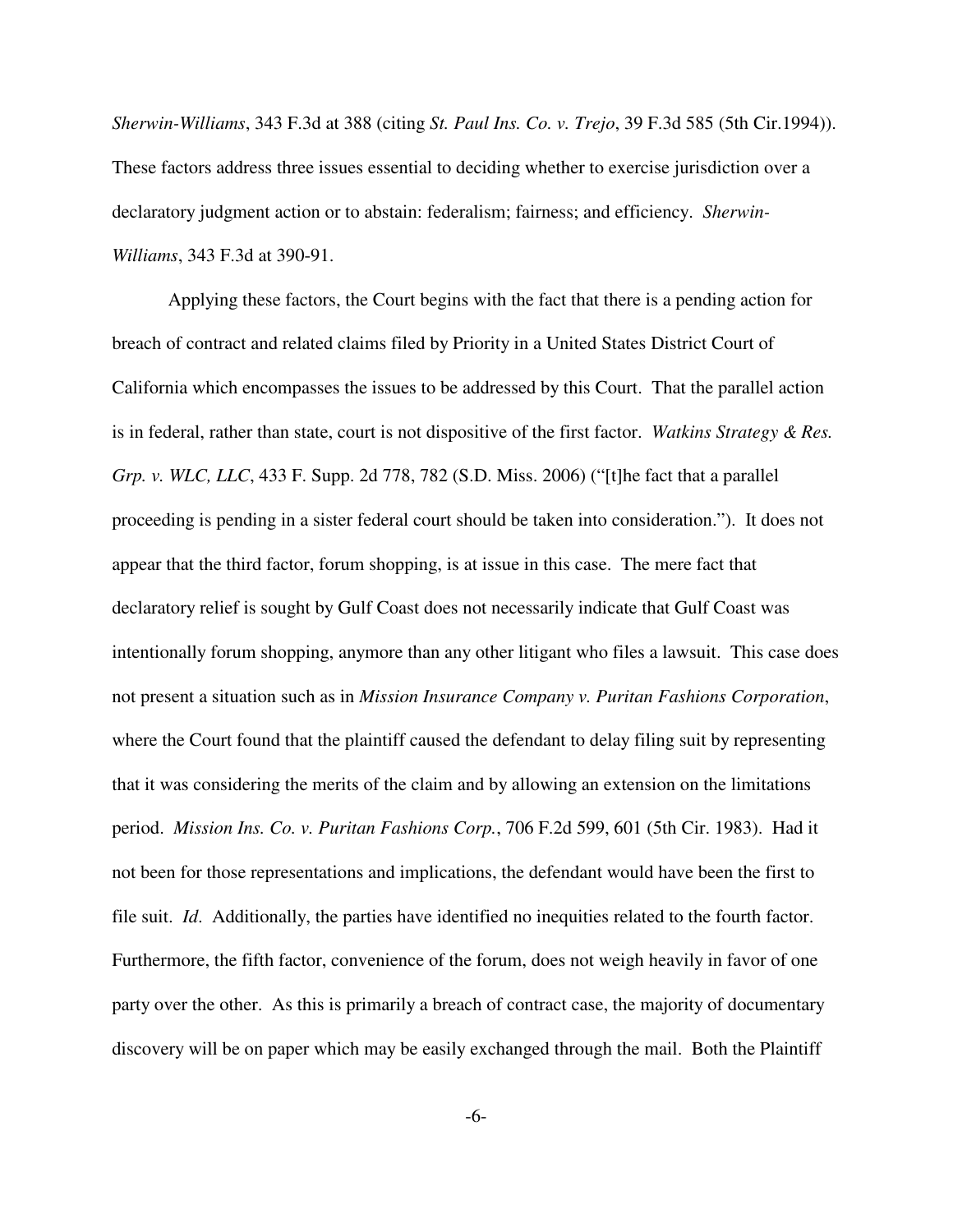*Sherwin-Williams*, 343 F.3d at 388 (citing *St. Paul Ins. Co. v. Trejo*, 39 F.3d 585 (5th Cir.1994)). These factors address three issues essential to deciding whether to exercise jurisdiction over a declaratory judgment action or to abstain: federalism; fairness; and efficiency. *Sherwin-Williams*, 343 F.3d at 390-91.

Applying these factors, the Court begins with the fact that there is a pending action for breach of contract and related claims filed by Priority in a United States District Court of California which encompasses the issues to be addressed by this Court. That the parallel action is in federal, rather than state, court is not dispositive of the first factor. *Watkins Strategy & Res. Grp. v. WLC, LLC*, 433 F. Supp. 2d 778, 782 (S.D. Miss. 2006) ("[t]he fact that a parallel proceeding is pending in a sister federal court should be taken into consideration."). It does not appear that the third factor, forum shopping, is at issue in this case. The mere fact that declaratory relief is sought by Gulf Coast does not necessarily indicate that Gulf Coast was intentionally forum shopping, anymore than any other litigant who files a lawsuit. This case does not present a situation such as in *Mission Insurance Company v. Puritan Fashions Corporation*, where the Court found that the plaintiff caused the defendant to delay filing suit by representing that it was considering the merits of the claim and by allowing an extension on the limitations period. *Mission Ins. Co. v. Puritan Fashions Corp.*, 706 F.2d 599, 601 (5th Cir. 1983). Had it not been for those representations and implications, the defendant would have been the first to file suit. *Id*. Additionally, the parties have identified no inequities related to the fourth factor. Furthermore, the fifth factor, convenience of the forum, does not weigh heavily in favor of one party over the other. As this is primarily a breach of contract case, the majority of documentary discovery will be on paper which may be easily exchanged through the mail. Both the Plaintiff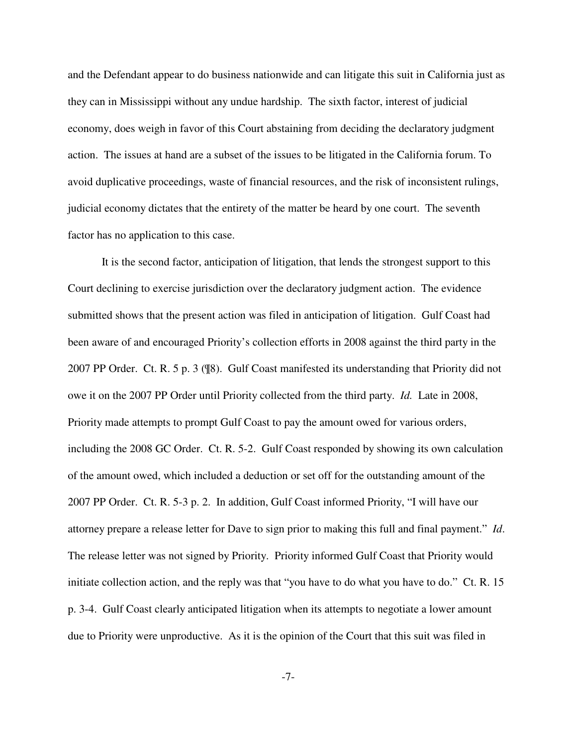and the Defendant appear to do business nationwide and can litigate this suit in California just as they can in Mississippi without any undue hardship. The sixth factor, interest of judicial economy, does weigh in favor of this Court abstaining from deciding the declaratory judgment action. The issues at hand are a subset of the issues to be litigated in the California forum. To avoid duplicative proceedings, waste of financial resources, and the risk of inconsistent rulings, judicial economy dictates that the entirety of the matter be heard by one court. The seventh factor has no application to this case.

It is the second factor, anticipation of litigation, that lends the strongest support to this Court declining to exercise jurisdiction over the declaratory judgment action. The evidence submitted shows that the present action was filed in anticipation of litigation. Gulf Coast had been aware of and encouraged Priority's collection efforts in 2008 against the third party in the 2007 PP Order. Ct. R. 5 p. 3 (¶8). Gulf Coast manifested its understanding that Priority did not owe it on the 2007 PP Order until Priority collected from the third party. *Id.* Late in 2008, Priority made attempts to prompt Gulf Coast to pay the amount owed for various orders, including the 2008 GC Order. Ct. R. 5-2. Gulf Coast responded by showing its own calculation of the amount owed, which included a deduction or set off for the outstanding amount of the 2007 PP Order. Ct. R. 5-3 p. 2. In addition, Gulf Coast informed Priority, "I will have our attorney prepare a release letter for Dave to sign prior to making this full and final payment." *Id*. The release letter was not signed by Priority. Priority informed Gulf Coast that Priority would initiate collection action, and the reply was that "you have to do what you have to do." Ct. R. 15 p. 3-4. Gulf Coast clearly anticipated litigation when its attempts to negotiate a lower amount due to Priority were unproductive. As it is the opinion of the Court that this suit was filed in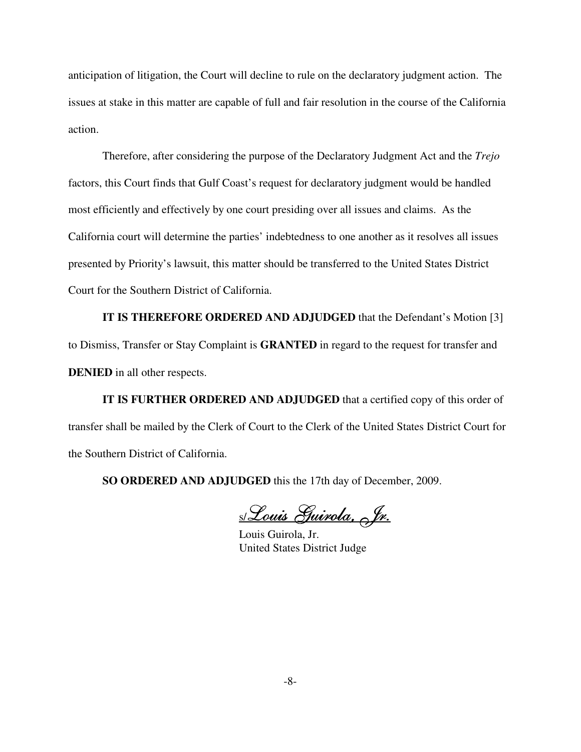anticipation of litigation, the Court will decline to rule on the declaratory judgment action. The issues at stake in this matter are capable of full and fair resolution in the course of the California action.

Therefore, after considering the purpose of the Declaratory Judgment Act and the *Trejo* factors, this Court finds that Gulf Coast's request for declaratory judgment would be handled most efficiently and effectively by one court presiding over all issues and claims. As the California court will determine the parties' indebtedness to one another as it resolves all issues presented by Priority's lawsuit, this matter should be transferred to the United States District Court for the Southern District of California.

**IT IS THEREFORE ORDERED AND ADJUDGED** that the Defendant's Motion [3] to Dismiss, Transfer or Stay Complaint is **GRANTED** in regard to the request for transfer and **DENIED** in all other respects.

**IT IS FURTHER ORDERED AND ADJUDGED** that a certified copy of this order of transfer shall be mailed by the Clerk of Court to the Clerk of the United States District Court for the Southern District of California.

**SO ORDERED AND ADJUDGED** this the 17th day of December, 2009.

s/*Louis Guirola, Jr.*

Louis Guirola, Jr.
United States District Judge